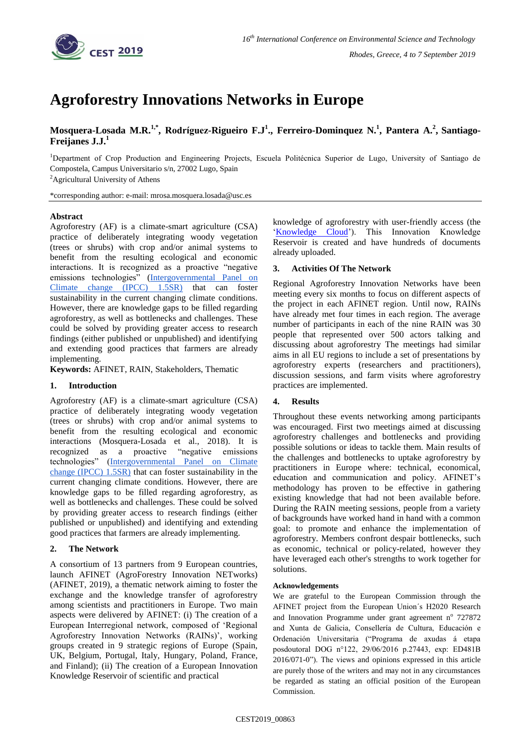# Agroforestry Innovations Networks in Europe

**Mosquera-Losada M.R.[1,*], Rodríguez-Rigueiro F.J[1]., Ferreiro-Dominquez N.[1], Pantera A.[2], Santiago-Freijanes J.J.[1]**

[1]Department of Crop Production and Engineering Projects, Escuela Politécnica Superior de Lugo, University of Santiago de Compostela, Campus Universitario s/n, 27002 Lugo, Spain

[2]Agricultural University of Athens

*corresponding author: e-mail: mrosa.mosquera.losada@usc.es

## Abstract

Agroforestry (AF) is a climate-smart agriculture (CSA) practice of deliberately integrating woody vegetation (trees or shrubs) with crop and/or animal systems to benefit from the resulting ecological and economic interactions. It is recognized as a proactive "negative emissions technologies" (Intergovernmental Panel on Climate change (IPCC) 1.5SR) that can foster sustainability in the current changing climate conditions. However, there are knowledge gaps to be filled regarding agroforestry, as well as bottlenecks and challenges. These could be solved by providing greater access to research findings (either published or unpublished) and identifying and extending good practices that farmers are already implementing.

**Keywords:** AFINET, RAIN, Stakeholders, Thematic

## 1. Introduction

Agroforestry (AF) is a climate-smart agriculture (CSA) practice of deliberately integrating woody vegetation (trees or shrubs) with crop and/or animal systems to benefit from the resulting ecological and economic interactions (Mosquera-Losada et al., 2018). It is recognized as a proactive "negative emissions technologies" (Intergovernmental Panel on Climate change (IPCC) 1.5SR) that can foster sustainability in the current changing climate conditions. However, there are knowledge gaps to be filled regarding agroforestry, as well as bottlenecks and challenges. These could be solved by providing greater access to research findings (either published or unpublished) and identifying and extending good practices that farmers are already implementing.

## 2. The Network

A consortium of 13 partners from 9 European countries, launch AFINET (AgroForestry Innovation NETworks) (AFINET, 2019), a thematic network aiming to foster the exchange and the knowledge transfer of agroforestry among scientists and practitioners in Europe. Two main aspects were delivered by AFINET: (i) The creation of a European Interregional network, composed of 'Regional Agroforestry Innovation Networks (RAINs)', working groups created in 9 strategic regions of Europe (Spain, UK, Belgium, Portugal, Italy, Hungary, Poland, France, and Finland); (ii) The creation of a European Innovation Knowledge Reservoir of scientific and practical knowledge of agroforestry with user-friendly access (the 'Knowledge Cloud'). This Innovation Knowledge Reservoir is created and have hundreds of documents already uploaded.

## 3. Activities Of The Network

Regional Agroforestry Innovation Networks have been meeting every six months to focus on different aspects of the project in each AFINET region. Until now, RAINs have already met four times in each region. The average number of participants in each of the nine RAIN was 30 people that represented over 500 actors talking and discussing about agroforestry The meetings had similar aims in all EU regions to include a set of presentations by agroforestry experts (researchers and practitioners), discussion sessions, and farm visits where agroforestry practices are implemented.

## 4. Results

Throughout these events networking among participants was encouraged. First two meetings aimed at discussing agroforestry challenges and bottlenecks and providing possible solutions or ideas to tackle them. Main results of the challenges and bottlenecks to uptake agroforestry by practitioners in Europe where: technical, economical, education and communication and policy. AFINET's methodology has proven to be effective in gathering existing knowledge that had not been available before. During the RAIN meeting sessions, people from a variety of backgrounds have worked hand in hand with a common goal: to promote and enhance the implementation of agroforestry. Members confront despair bottlenecks, such as economic, technical or policy-related, however they have leveraged each other's strengths to work together for solutions.

### Acknowledgements

We are grateful to the European Commission through the AFINET project from the European Union´s H2020 Research and Innovation Programme under grant agreement nº 727872 and Xunta de Galicia, Consellería de Cultura, Educación e Ordenación Universitaria ("Programa de axudas á etapa posdoutoral DOG n°122, 29/06/2016 p.27443, exp: ED481B 2016/071-0"). The views and opinions expressed in this article are purely those of the writers and may not in any circumstances be regarded as stating an official position of the European Commission.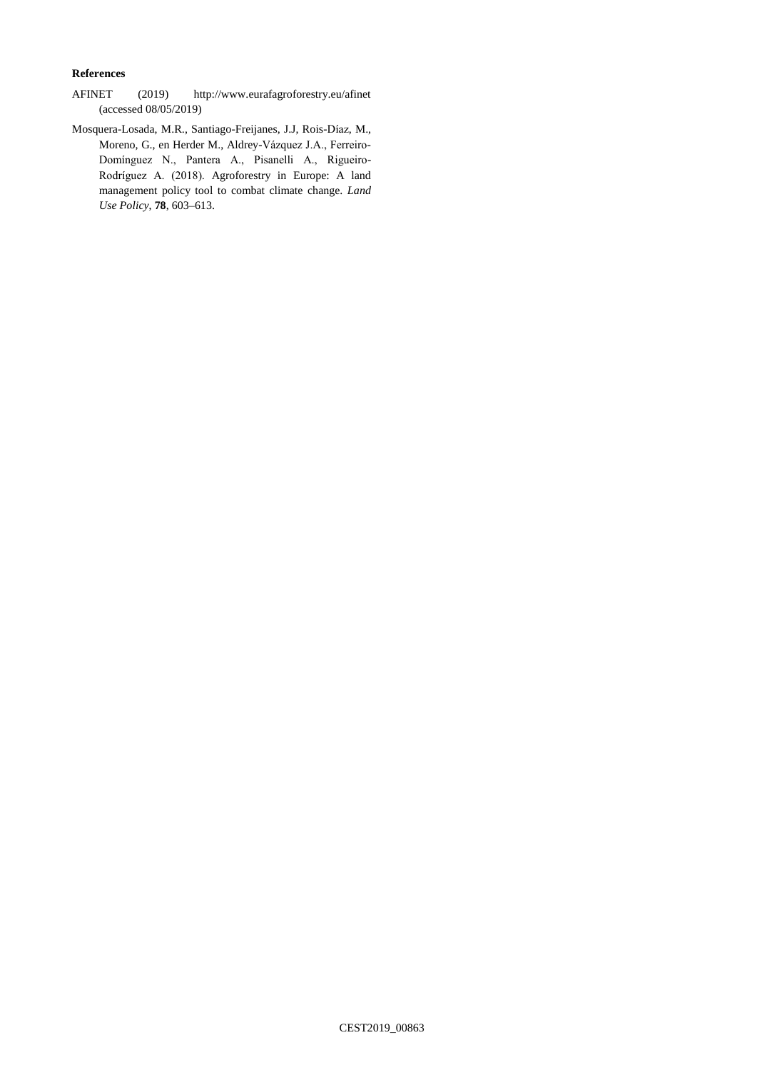**References**

AFINET (2019) http://www.eurafagroforestry.eu/afinet (accessed 08/05/2019)

Mosquera-Losada, M.R., Santiago-Freijanes, J.J, Rois-Díaz, M., Moreno, G., en Herder M., Aldrey-Vázquez J.A., Ferreiro-Domínguez N., Pantera A., Pisanelli A., Rigueiro-Rodríguez A. (2018). Agroforestry in Europe: A land management policy tool to combat climate change. *Land Use Policy*, **78**, 603–613.